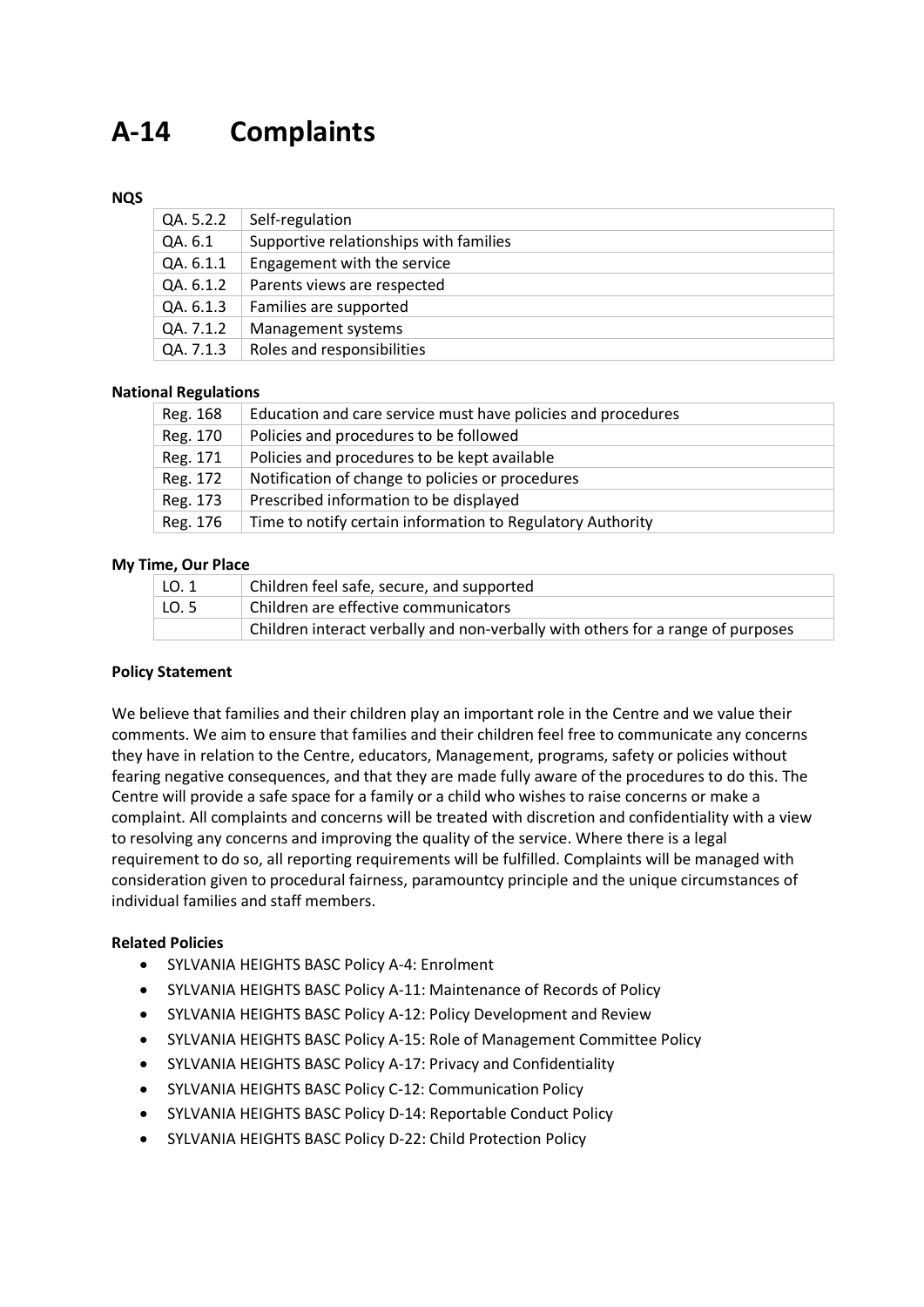# A-14 Complaints

**NQS**

| | |
|---|---|
| QA. 5.2.2 | Self-regulation |
| QA. 6.1 | Supportive relationships with families |
| QA. 6.1.1 | Engagement with the service |
| QA. 6.1.2 | Parents views are respected |
| QA. 6.1.3 | Families are supported |
| QA. 7.1.2 | Management systems |
| QA. 7.1.3 | Roles and responsibilities |

**National Regulations**

| | |
|---|---|
| Reg. 168 | Education and care service must have policies and procedures |
| Reg. 170 | Policies and procedures to be followed |
| Reg. 171 | Policies and procedures to be kept available |
| Reg. 172 | Notification of change to policies or procedures |
| Reg. 173 | Prescribed information to be displayed |
| Reg. 176 | Time to notify certain information to Regulatory Authority |

**My Time, Our Place**

| | |
|---|---|
| LO. 1 | Children feel safe, secure, and supported |
| LO. 5 | Children are effective communicators |
| | Children interact verbally and non-verbally with others for a range of purposes |

**Policy Statement**

We believe that families and their children play an important role in the Centre and we value their comments. We aim to ensure that families and their children feel free to communicate any concerns they have in relation to the Centre, educators, Management, programs, safety or policies without fearing negative consequences, and that they are made fully aware of the procedures to do this. The Centre will provide a safe space for a family or a child who wishes to raise concerns or make a complaint. All complaints and concerns will be treated with discretion and confidentiality with a view to resolving any concerns and improving the quality of the service. Where there is a legal requirement to do so, all reporting requirements will be fulfilled. Complaints will be managed with consideration given to procedural fairness, paramountcy principle and the unique circumstances of individual families and staff members.

**Related Policies**

- SYLVANIA HEIGHTS BASC Policy A-4: Enrolment
- SYLVANIA HEIGHTS BASC Policy A-11: Maintenance of Records of Policy
- SYLVANIA HEIGHTS BASC Policy A-12: Policy Development and Review
- SYLVANIA HEIGHTS BASC Policy A-15: Role of Management Committee Policy
- SYLVANIA HEIGHTS BASC Policy A-17: Privacy and Confidentiality
- SYLVANIA HEIGHTS BASC Policy C-12: Communication Policy
- SYLVANIA HEIGHTS BASC Policy D-14: Reportable Conduct Policy
- SYLVANIA HEIGHTS BASC Policy D-22: Child Protection Policy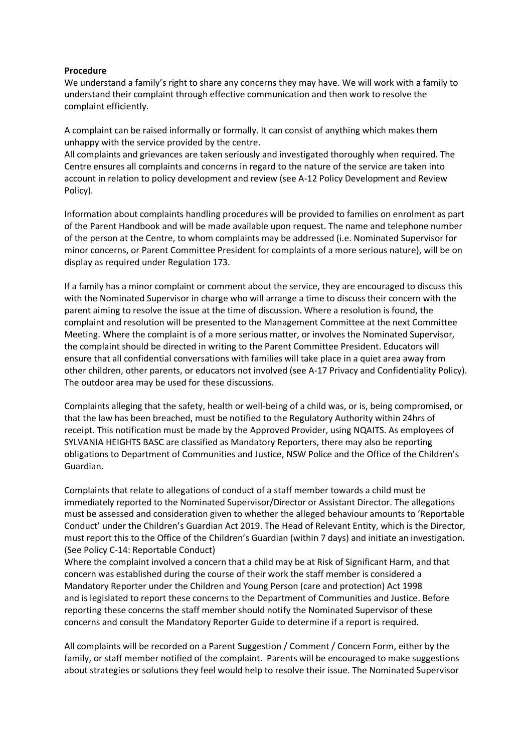**Procedure**

We understand a family's right to share any concerns they may have. We will work with a family to understand their complaint through effective communication and then work to resolve the complaint efficiently.

A complaint can be raised informally or formally. It can consist of anything which makes them unhappy with the service provided by the centre.
All complaints and grievances are taken seriously and investigated thoroughly when required. The Centre ensures all complaints and concerns in regard to the nature of the service are taken into account in relation to policy development and review (see A-12 Policy Development and Review Policy).

Information about complaints handling procedures will be provided to families on enrolment as part of the Parent Handbook and will be made available upon request. The name and telephone number of the person at the Centre, to whom complaints may be addressed (i.e. Nominated Supervisor for minor concerns, or Parent Committee President for complaints of a more serious nature), will be on display as required under Regulation 173.

If a family has a minor complaint or comment about the service, they are encouraged to discuss this with the Nominated Supervisor in charge who will arrange a time to discuss their concern with the parent aiming to resolve the issue at the time of discussion. Where a resolution is found, the complaint and resolution will be presented to the Management Committee at the next Committee Meeting. Where the complaint is of a more serious matter, or involves the Nominated Supervisor, the complaint should be directed in writing to the Parent Committee President. Educators will ensure that all confidential conversations with families will take place in a quiet area away from other children, other parents, or educators not involved (see A-17 Privacy and Confidentiality Policy). The outdoor area may be used for these discussions.

Complaints alleging that the safety, health or well-being of a child was, or is, being compromised, or that the law has been breached, must be notified to the Regulatory Authority within 24hrs of receipt. This notification must be made by the Approved Provider, using NQAITS. As employees of SYLVANIA HEIGHTS BASC are classified as Mandatory Reporters, there may also be reporting obligations to Department of Communities and Justice, NSW Police and the Office of the Children's Guardian.

Complaints that relate to allegations of conduct of a staff member towards a child must be immediately reported to the Nominated Supervisor/Director or Assistant Director. The allegations must be assessed and consideration given to whether the alleged behaviour amounts to 'Reportable Conduct' under the Children's Guardian Act 2019. The Head of Relevant Entity, which is the Director, must report this to the Office of the Children's Guardian (within 7 days) and initiate an investigation. (See Policy C-14: Reportable Conduct)
Where the complaint involved a concern that a child may be at Risk of Significant Harm, and that concern was established during the course of their work the staff member is considered a Mandatory Reporter under the Children and Young Person (care and protection) Act 1998 and is legislated to report these concerns to the Department of Communities and Justice. Before reporting these concerns the staff member should notify the Nominated Supervisor of these concerns and consult the Mandatory Reporter Guide to determine if a report is required.

All complaints will be recorded on a Parent Suggestion / Comment / Concern Form, either by the family, or staff member notified of the complaint. Parents will be encouraged to make suggestions about strategies or solutions they feel would help to resolve their issue. The Nominated Supervisor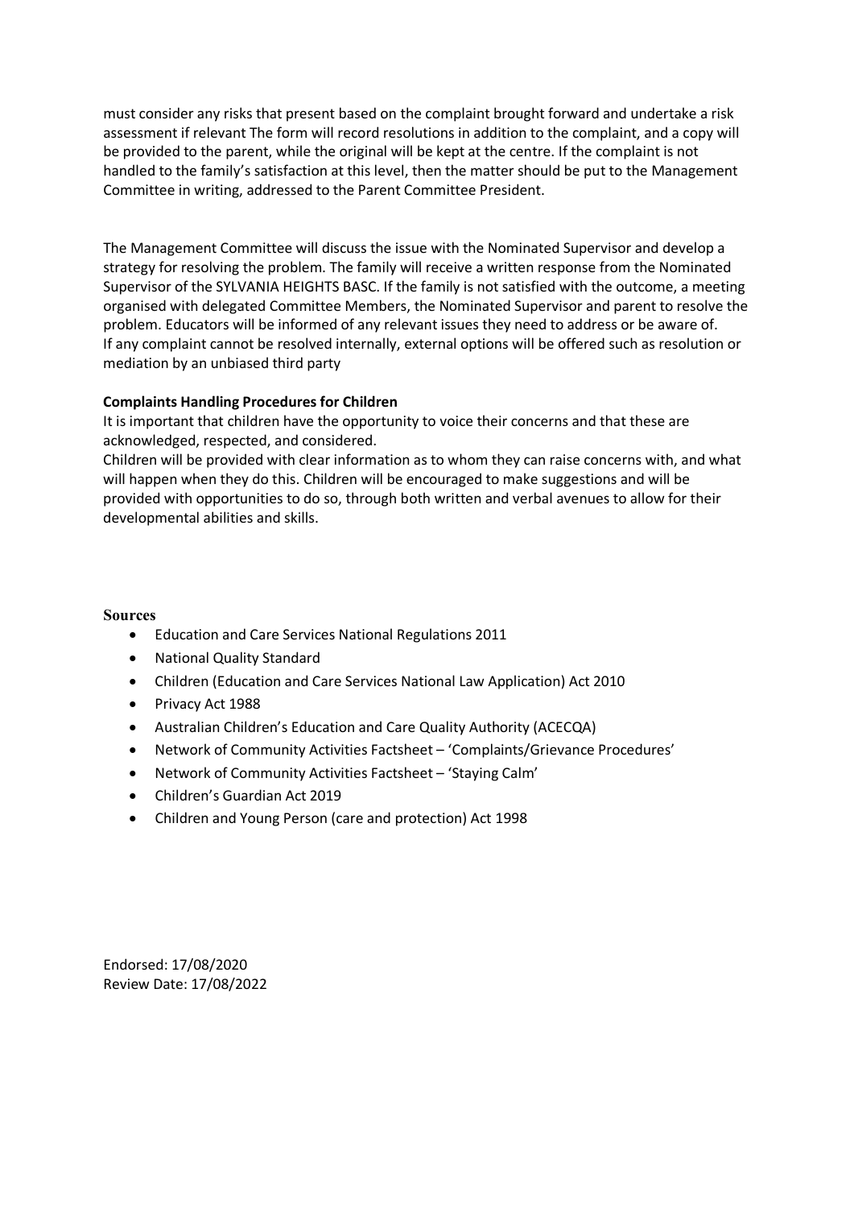must consider any risks that present based on the complaint brought forward and undertake a risk assessment if relevant The form will record resolutions in addition to the complaint, and a copy will be provided to the parent, while the original will be kept at the centre. If the complaint is not handled to the family's satisfaction at this level, then the matter should be put to the Management Committee in writing, addressed to the Parent Committee President.

The Management Committee will discuss the issue with the Nominated Supervisor and develop a strategy for resolving the problem. The family will receive a written response from the Nominated Supervisor of the SYLVANIA HEIGHTS BASC. If the family is not satisfied with the outcome, a meeting organised with delegated Committee Members, the Nominated Supervisor and parent to resolve the problem. Educators will be informed of any relevant issues they need to address or be aware of. If any complaint cannot be resolved internally, external options will be offered such as resolution or mediation by an unbiased third party

**Complaints Handling Procedures for Children**

It is important that children have the opportunity to voice their concerns and that these are acknowledged, respected, and considered.

Children will be provided with clear information as to whom they can raise concerns with, and what will happen when they do this. Children will be encouraged to make suggestions and will be provided with opportunities to do so, through both written and verbal avenues to allow for their developmental abilities and skills.

**Sources**

- Education and Care Services National Regulations 2011
- National Quality Standard
- Children (Education and Care Services National Law Application) Act 2010
- Privacy Act 1988
- Australian Children's Education and Care Quality Authority (ACECQA)
- Network of Community Activities Factsheet – 'Complaints/Grievance Procedures'
- Network of Community Activities Factsheet – 'Staying Calm'
- Children's Guardian Act 2019
- Children and Young Person (care and protection) Act 1998

Endorsed: 17/08/2020
Review Date: 17/08/2022